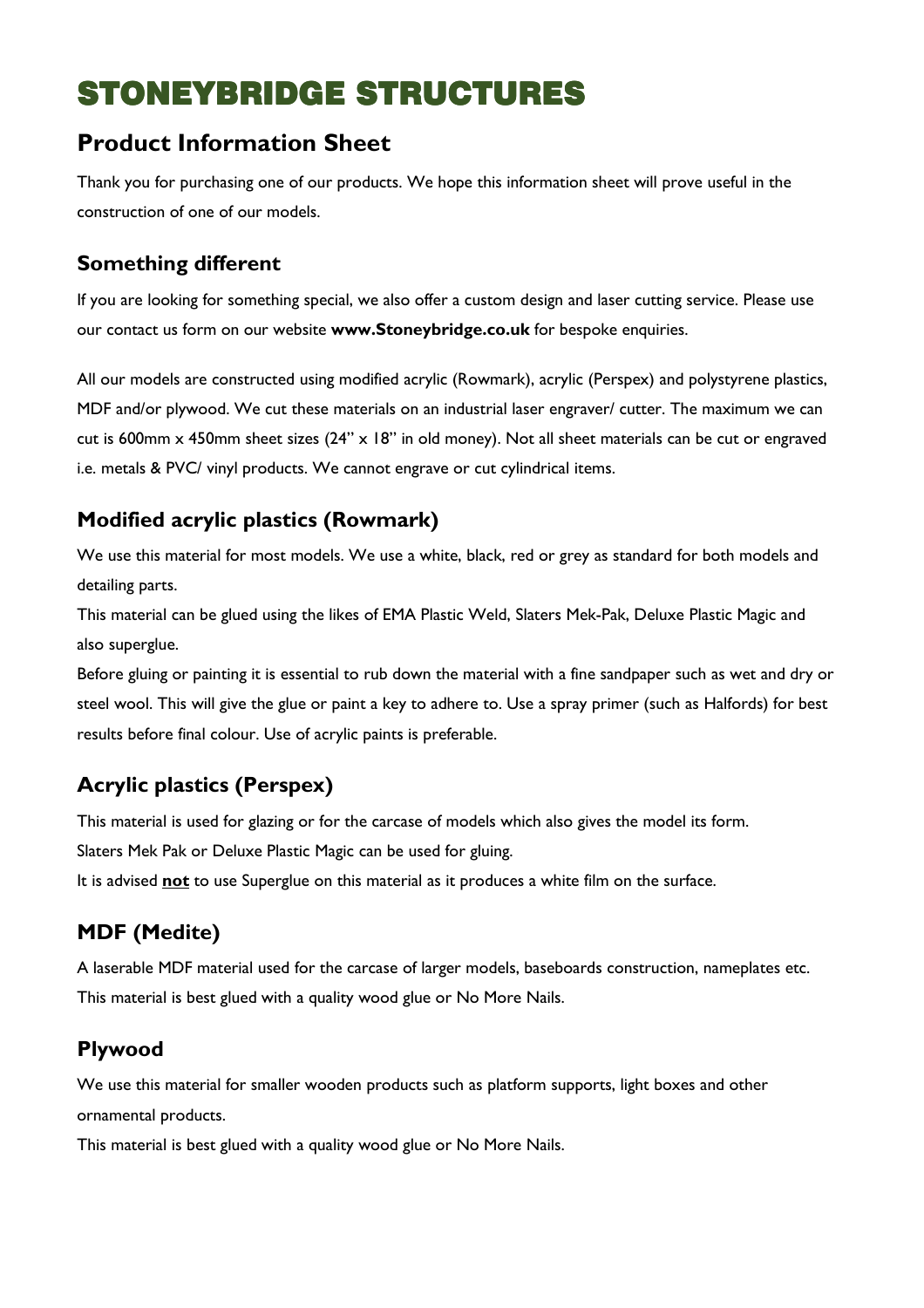# STONEYBRIDGE STRUCTURES

## Product Information Sheet

Thank you for purchasing one of our products. We hope this information sheet will prove useful in the construction of one of our models.

### Something different

If you are looking for something special, we also offer a custom design and laser cutting service. Please use our contact us form on our website **www.Stoneybridge.co.uk** for bespoke enquiries.

All our models are constructed using modified acrylic (Rowmark), acrylic (Perspex) and polystyrene plastics, MDF and/or plywood. We cut these materials on an industrial laser engraver/ cutter. The maximum we can cut is 600mm x 450mm sheet sizes (24" x 18" in old money). Not all sheet materials can be cut or engraved i.e. metals & PVC/ vinyl products. We cannot engrave or cut cylindrical items.

### Modified acrylic plastics (Rowmark)

We use this material for most models. We use a white, black, red or grey as standard for both models and detailing parts.

This material can be glued using the likes of EMA Plastic Weld, Slaters Mek-Pak, Deluxe Plastic Magic and also superglue.

Before gluing or painting it is essential to rub down the material with a fine sandpaper such as wet and dry or steel wool. This will give the glue or paint a key to adhere to. Use a spray primer (such as Halfords) for best results before final colour. Use of acrylic paints is preferable.

### Acrylic plastics (Perspex)

This material is used for glazing or for the carcase of models which also gives the model its form.

Slaters Mek Pak or Deluxe Plastic Magic can be used for gluing.

It is advised **not** to use Superglue on this material as it produces a white film on the surface.

### MDF (Medite)

A laserable MDF material used for the carcase of larger models, baseboards construction, nameplates etc.

This material is best glued with a quality wood glue or No More Nails.

### Plywood

We use this material for smaller wooden products such as platform supports, light boxes and other ornamental products.

This material is best glued with a quality wood glue or No More Nails.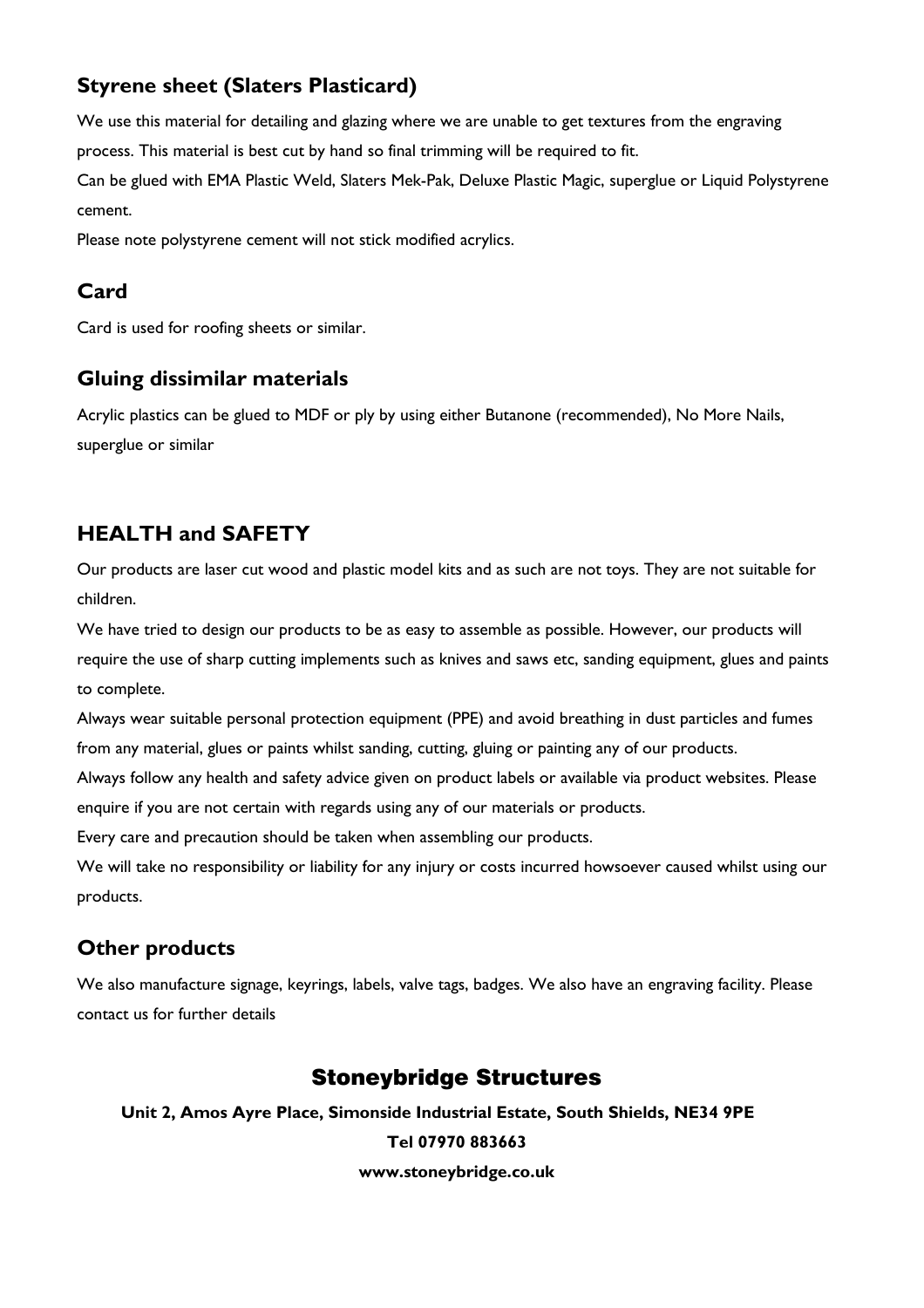## Styrene sheet (Slaters Plasticard)

We use this material for detailing and glazing where we are unable to get textures from the engraving process. This material is best cut by hand so final trimming will be required to fit.

Can be glued with EMA Plastic Weld, Slaters Mek-Pak, Deluxe Plastic Magic, superglue or Liquid Polystyrene cement.

Please note polystyrene cement will not stick modified acrylics.

## Card

Card is used for roofing sheets or similar.

## Gluing dissimilar materials

Acrylic plastics can be glued to MDF or ply by using either Butanone (recommended), No More Nails, superglue or similar

## HEALTH and SAFETY

Our products are laser cut wood and plastic model kits and as such are not toys. They are not suitable for children.

We have tried to design our products to be as easy to assemble as possible. However, our products will require the use of sharp cutting implements such as knives and saws etc, sanding equipment, glues and paints to complete.

Always wear suitable personal protection equipment (PPE) and avoid breathing in dust particles and fumes from any material, glues or paints whilst sanding, cutting, gluing or painting any of our products.

Always follow any health and safety advice given on product labels or available via product websites. Please enquire if you are not certain with regards using any of our materials or products.

Every care and precaution should be taken when assembling our products.

We will take no responsibility or liability for any injury or costs incurred howsoever caused whilst using our products.

## Other products

We also manufacture signage, keyrings, labels, valve tags, badges. We also have an engraving facility. Please contact us for further details

## Stoneybridge Structures

**Unit 2, Amos Ayre Place, Simonside Industrial Estate, South Shields, NE34 9PE**

**Tel 07970 883663**

**www.stoneybridge.co.uk**